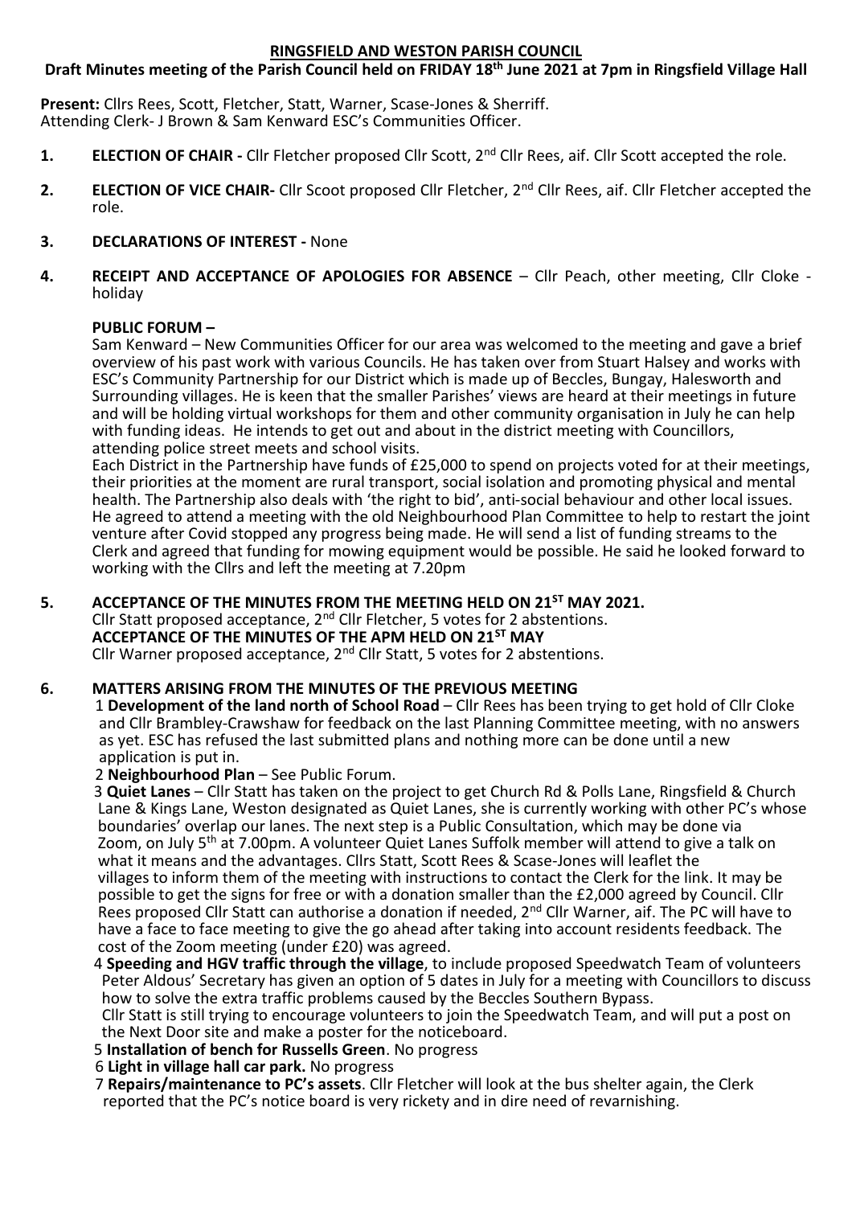# RINGSFIELD AND WESTON PARISH COUNCIL

**Draft Minutes meeting of the Parish Council held on FRIDAY 18th June 2021 at 7pm in Ringsfield Village Hall**

**Present:** Cllrs Rees, Scott, Fletcher, Statt, Warner, Scase-Jones & Sherriff.
Attending Clerk- J Brown & Sam Kenward ESC's Communities Officer.

1. **ELECTION OF CHAIR -** Cllr Fletcher proposed Cllr Scott, 2nd Cllr Rees, aif. Cllr Scott accepted the role.

2. **ELECTION OF VICE CHAIR-** Cllr Scoot proposed Cllr Fletcher, 2nd Cllr Rees, aif. Cllr Fletcher accepted the role.

3. **DECLARATIONS OF INTEREST -** None

4. **RECEIPT AND ACCEPTANCE OF APOLOGIES FOR ABSENCE** – Cllr Peach, other meeting, Cllr Cloke - holiday

**PUBLIC FORUM –**

Sam Kenward – New Communities Officer for our area was welcomed to the meeting and gave a brief overview of his past work with various Councils. He has taken over from Stuart Halsey and works with ESC's Community Partnership for our District which is made up of Beccles, Bungay, Halesworth and Surrounding villages. He is keen that the smaller Parishes' views are heard at their meetings in future and will be holding virtual workshops for them and other community organisation in July he can help with funding ideas. He intends to get out and about in the district meeting with Councillors, attending police street meets and school visits.

Each District in the Partnership have funds of £25,000 to spend on projects voted for at their meetings, their priorities at the moment are rural transport, social isolation and promoting physical and mental health. The Partnership also deals with 'the right to bid', anti-social behaviour and other local issues. He agreed to attend a meeting with the old Neighbourhood Plan Committee to help to restart the joint venture after Covid stopped any progress being made. He will send a list of funding streams to the Clerk and agreed that funding for mowing equipment would be possible. He said he looked forward to working with the Cllrs and left the meeting at 7.20pm

5. **ACCEPTANCE OF THE MINUTES FROM THE MEETING HELD ON 21ST MAY 2021.**
Cllr Statt proposed acceptance, 2nd Cllr Fletcher, 5 votes for 2 abstentions.
**ACCEPTANCE OF THE MINUTES OF THE APM HELD ON 21ST MAY**
Cllr Warner proposed acceptance, 2nd Cllr Statt, 5 votes for 2 abstentions.

6. **MATTERS ARISING FROM THE MINUTES OF THE PREVIOUS MEETING**

1 **Development of the land north of School Road** – Cllr Rees has been trying to get hold of Cllr Cloke and Cllr Brambley-Crawshaw for feedback on the last Planning Committee meeting, with no answers as yet. ESC has refused the last submitted plans and nothing more can be done until a new application is put in.

2 **Neighbourhood Plan** – See Public Forum.

3 **Quiet Lanes** – Cllr Statt has taken on the project to get Church Rd & Polls Lane, Ringsfield & Church Lane & Kings Lane, Weston designated as Quiet Lanes, she is currently working with other PC's whose boundaries' overlap our lanes. The next step is a Public Consultation, which may be done via Zoom, on July 5th at 7.00pm. A volunteer Quiet Lanes Suffolk member will attend to give a talk on what it means and the advantages. Cllrs Statt, Scott Rees & Scase-Jones will leaflet the villages to inform them of the meeting with instructions to contact the Clerk for the link. It may be possible to get the signs for free or with a donation smaller than the £2,000 agreed by Council. Cllr Rees proposed Cllr Statt can authorise a donation if needed, 2nd Cllr Warner, aif. The PC will have to have a face to face meeting to give the go ahead after taking into account residents feedback. The cost of the Zoom meeting (under £20) was agreed.

4 **Speeding and HGV traffic through the village**, to include proposed Speedwatch Team of volunteers Peter Aldous' Secretary has given an option of 5 dates in July for a meeting with Councillors to discuss how to solve the extra traffic problems caused by the Beccles Southern Bypass.
Cllr Statt is still trying to encourage volunteers to join the Speedwatch Team, and will put a post on the Next Door site and make a poster for the noticeboard.

5 **Installation of bench for Russells Green**. No progress

6 **Light in village hall car park.** No progress

7 **Repairs/maintenance to PC's assets**. Cllr Fletcher will look at the bus shelter again, the Clerk reported that the PC's notice board is very rickety and in dire need of revarnishing.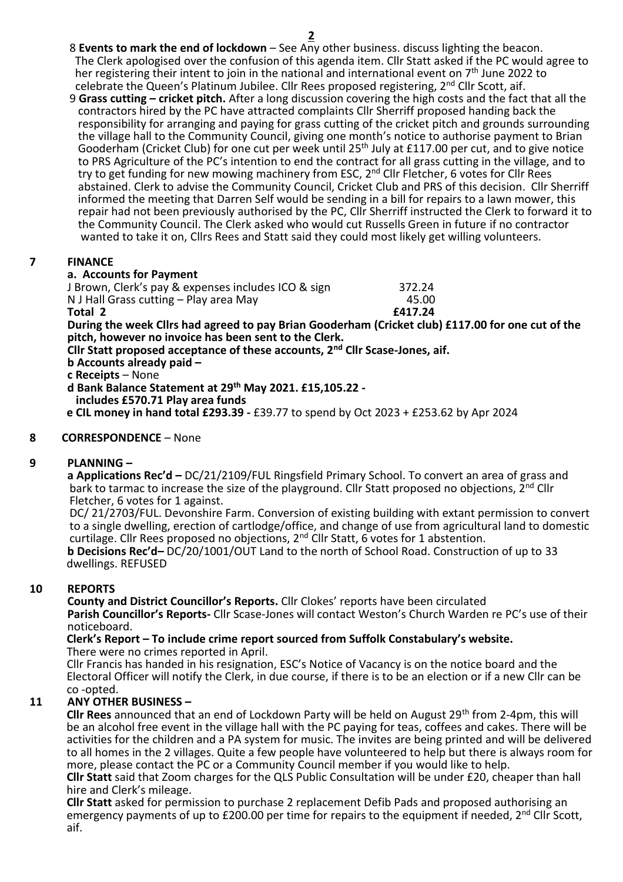8 **Events to mark the end of lockdown** – See Any other business. discuss lighting the beacon. The Clerk apologised over the confusion of this agenda item. Cllr Statt asked if the PC would agree to her registering their intent to join in the national and international event on 7th June 2022 to celebrate the Queen's Platinum Jubilee. Cllr Rees proposed registering, 2nd Cllr Scott, aif.

9 **Grass cutting – cricket pitch.** After a long discussion covering the high costs and the fact that all the contractors hired by the PC have attracted complaints Cllr Sherriff proposed handing back the responsibility for arranging and paying for grass cutting of the cricket pitch and grounds surrounding the village hall to the Community Council, giving one month's notice to authorise payment to Brian Gooderham (Cricket Club) for one cut per week until 25th July at £117.00 per cut, and to give notice to PRS Agriculture of the PC's intention to end the contract for all grass cutting in the village, and to try to get funding for new mowing machinery from ESC, 2nd Cllr Fletcher, 6 votes for Cllr Rees abstained. Clerk to advise the Community Council, Cricket Club and PRS of this decision. Cllr Sherriff informed the meeting that Darren Self would be sending in a bill for repairs to a lawn mower, this repair had not been previously authorised by the PC, Cllr Sherriff instructed the Clerk to forward it to the Community Council. The Clerk asked who would cut Russells Green in future if no contractor wanted to take it on, Cllrs Rees and Statt said they could most likely get willing volunteers.

## 7 FINANCE

**a. Accounts for Payment**

| | |
|---|---|
| J Brown, Clerk's pay & expenses includes ICO & sign | 372.24 |
| N J Hall Grass cutting – Play area May | 45.00 |
| **Total 2** | **£417.24** |

**During the week Cllrs had agreed to pay Brian Gooderham (Cricket club) £117.00 for one cut of the pitch, however no invoice has been sent to the Clerk.**

**Cllr Statt proposed acceptance of these accounts, 2nd Cllr Scase-Jones, aif.**

**b Accounts already paid –**

**c Receipts** – None

**d Bank Balance Statement at 29th May 2021. £15,105.22 - includes £570.71 Play area funds**

**e CIL money in hand total £293.39 -** £39.77 to spend by Oct 2023 + £253.62 by Apr 2024

## 8 CORRESPONDENCE – None

## 9 PLANNING –

**a Applications Rec'd –** DC/21/2109/FUL Ringsfield Primary School. To convert an area of grass and bark to tarmac to increase the size of the playground. Cllr Statt proposed no objections, 2nd Cllr Fletcher, 6 votes for 1 against.

DC/ 21/2703/FUL. Devonshire Farm. Conversion of existing building with extant permission to convert to a single dwelling, erection of cartlodge/office, and change of use from agricultural land to domestic curtilage. Cllr Rees proposed no objections, 2nd Cllr Statt, 6 votes for 1 abstention.

**b Decisions Rec'd–** DC/20/1001/OUT Land to the north of School Road. Construction of up to 33 dwellings. REFUSED

## 10 REPORTS

**County and District Councillor's Reports.** Cllr Clokes' reports have been circulated

**Parish Councillor's Reports-** Cllr Scase-Jones will contact Weston's Church Warden re PC's use of their noticeboard.

**Clerk's Report – To include crime report sourced from Suffolk Constabulary's website.**

There were no crimes reported in April.

Cllr Francis has handed in his resignation, ESC's Notice of Vacancy is on the notice board and the Electoral Officer will notify the Clerk, in due course, if there is to be an election or if a new Cllr can be co -opted.

## 11 ANY OTHER BUSINESS –

**Cllr Rees** announced that an end of Lockdown Party will be held on August 29th from 2-4pm, this will be an alcohol free event in the village hall with the PC paying for teas, coffees and cakes. There will be activities for the children and a PA system for music. The invites are being printed and will be delivered to all homes in the 2 villages. Quite a few people have volunteered to help but there is always room for more, please contact the PC or a Community Council member if you would like to help.

**Cllr Statt** said that Zoom charges for the QLS Public Consultation will be under £20, cheaper than hall hire and Clerk's mileage.

**Cllr Statt** asked for permission to purchase 2 replacement Defib Pads and proposed authorising an emergency payments of up to £200.00 per time for repairs to the equipment if needed, 2nd Cllr Scott, aif.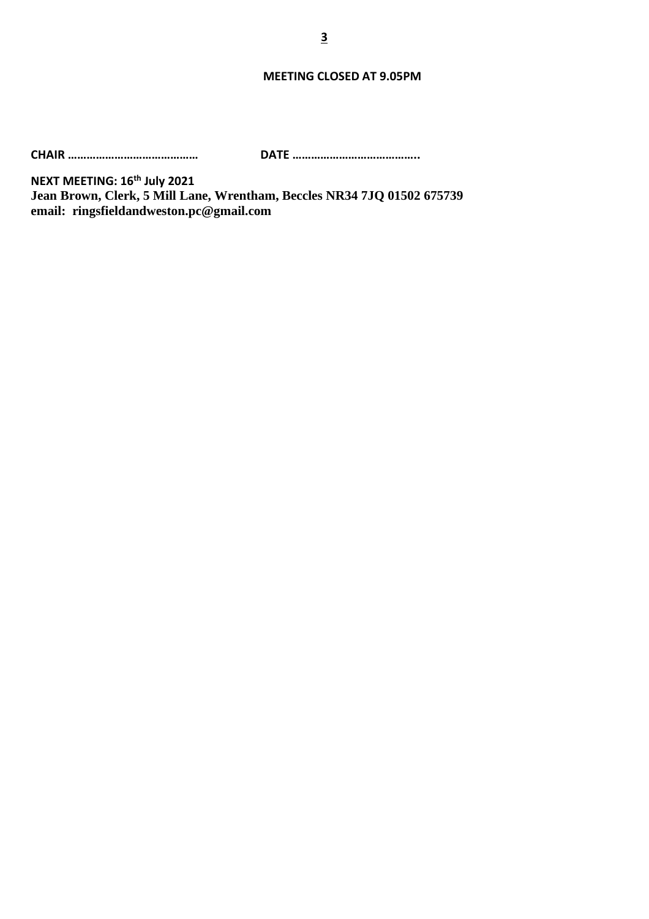**MEETING CLOSED AT 9.05PM**

**CHAIR …………………………………… DATE …………………………………..**

**NEXT MEETING: 16th July 2021**
**Jean Brown, Clerk, 5 Mill Lane, Wrentham, Beccles NR34 7JQ 01502 675739**
**email: ringsfieldandweston.pc@gmail.com**